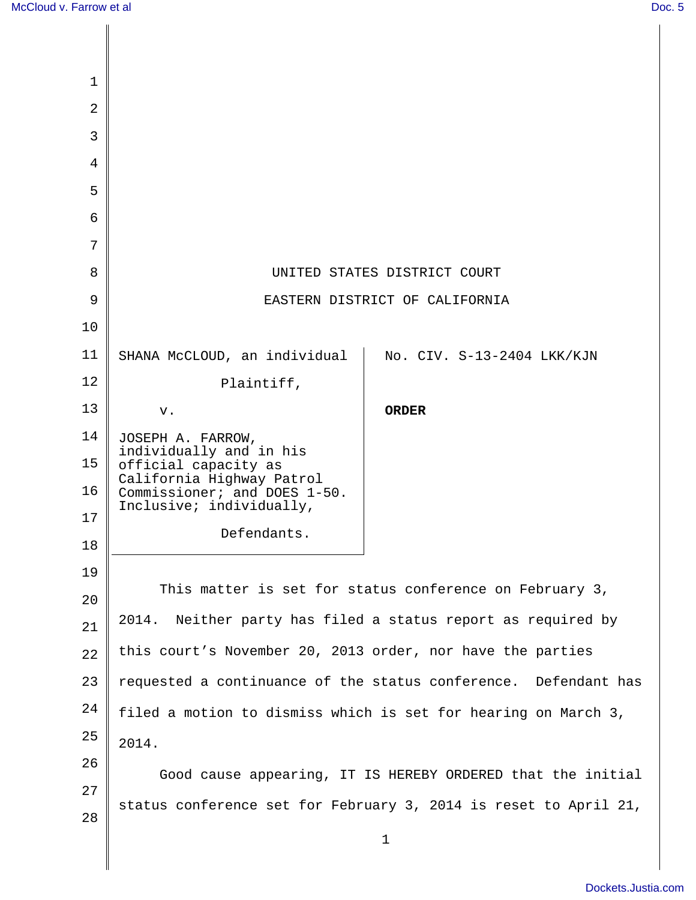UNITED STATES DISTRICT COURT

EASTERN DISTRICT OF CALIFORNIA

| | |
|---|---|
| SHANA McCLOUD, an individual<br><br>Plaintiff,<br><br>v.<br><br>JOSEPH A. FARROW, individually and in his official capacity as California Highway Patrol Commissioner; and DOES 1-50. Inclusive; individually,<br><br>Defendants. | No. CIV. S-13-2404 LKK/KJN<br><br>**ORDER** |

This matter is set for status conference on February 3, 2014. Neither party has filed a status report as required by this court's November 20, 2013 order, nor have the parties requested a continuance of the status conference. Defendant has filed a motion to dismiss which is set for hearing on March 3, 2014.

Good cause appearing, IT IS HEREBY ORDERED that the initial status conference set for February 3, 2014 is reset to April 21,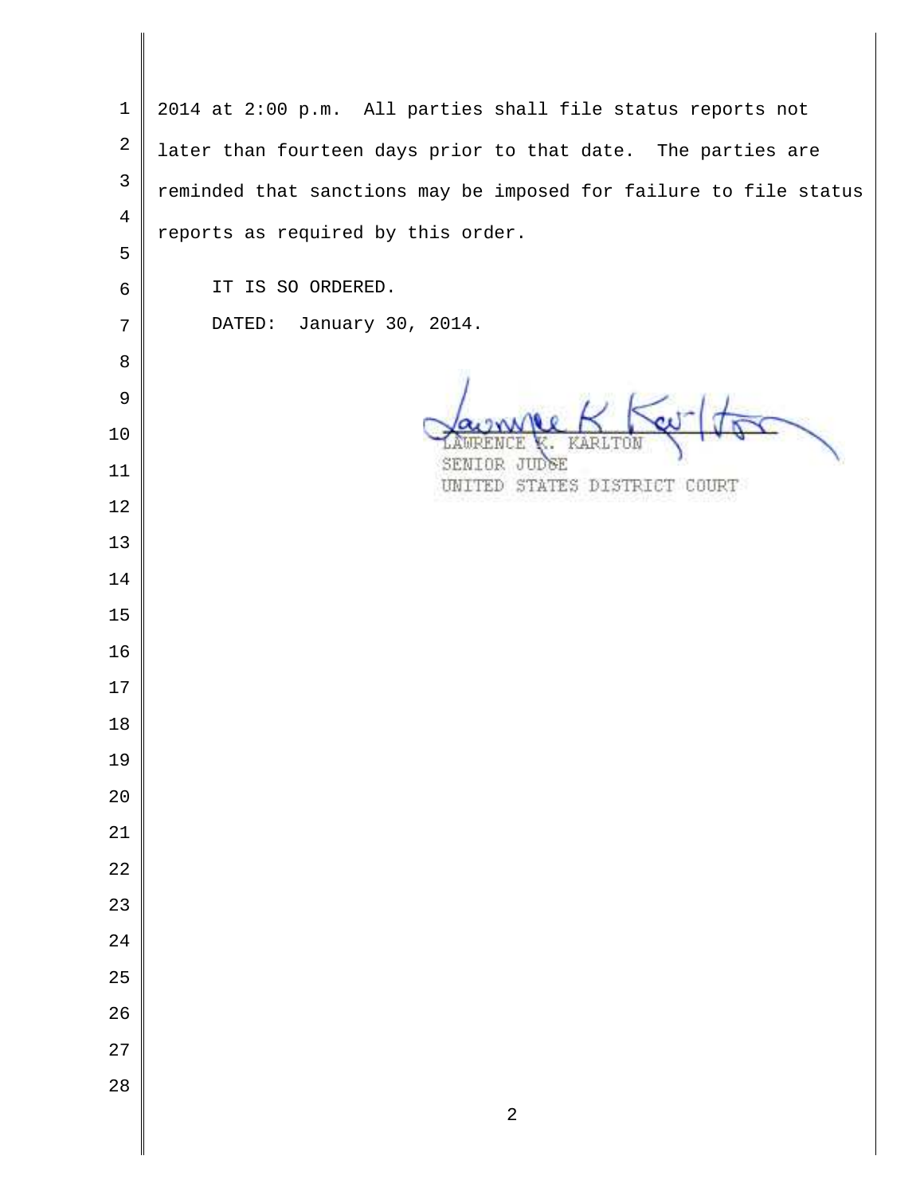2014 at 2:00 p.m. All parties shall file status reports not later than fourteen days prior to that date. The parties are reminded that sanctions may be imposed for failure to file status reports as required by this order.

IT IS SO ORDERED.

DATED: January 30, 2014.

LAWRENCE K. KARLTON
SENIOR JUDGE
UNITED STATES DISTRICT COURT